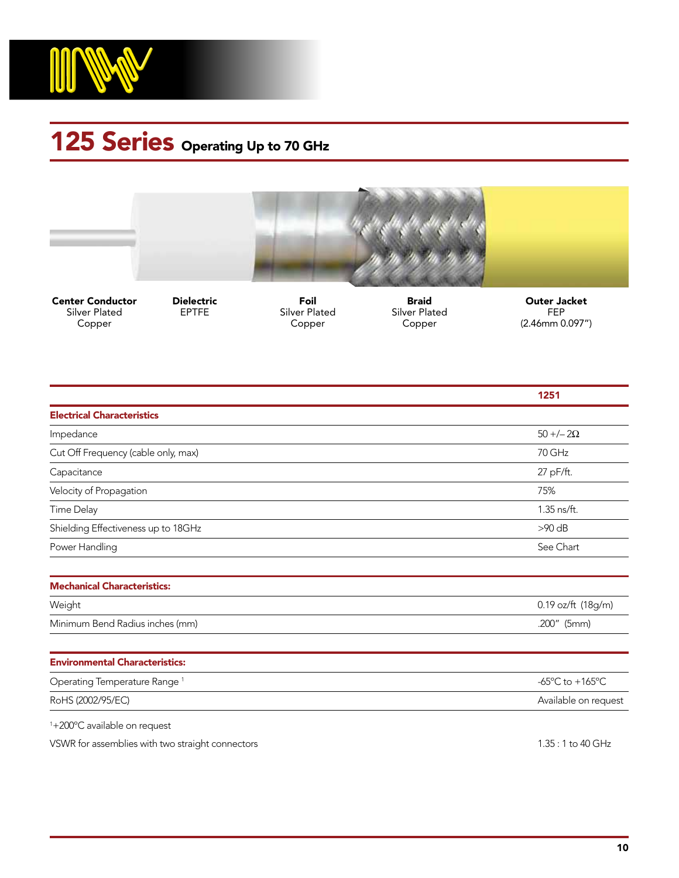# 125 Series Operating Up to 70 GHz

| Center Conductor | Dielectric | Foil | Braid | Outer Jacket |
|---|---|---|---|---|
| Silver Plated Copper | EPTFE | Silver Plated Copper | Silver Plated Copper | FEP (2.46mm 0.097") |

| | 1251 |
|---|---|
| **Electrical Characteristics** | |
| Impedance | 50 +/– 2Ω |
| Cut Off Frequency (cable only, max) | 70 GHz |
| Capacitance | 27 pF/ft. |
| Velocity of Propagation | 75% |
| Time Delay | 1.35 ns/ft. |
| Shielding Effectiveness up to 18GHz | >90 dB |
| Power Handling | See Chart |
| **Mechanical Characteristics:** | |
| Weight | 0.19 oz/ft (18g/m) |
| Minimum Bend Radius inches (mm) | .200" (5mm) |
| **Environmental Characteristics:** | |
| Operating Temperature Range [1] | -65°C to +165°C |
| RoHS (2002/95/EC) | Available on request |

[1]+200°C available on request

VSWR for assemblies with two straight connectors: 1.35 : 1 to 40 GHz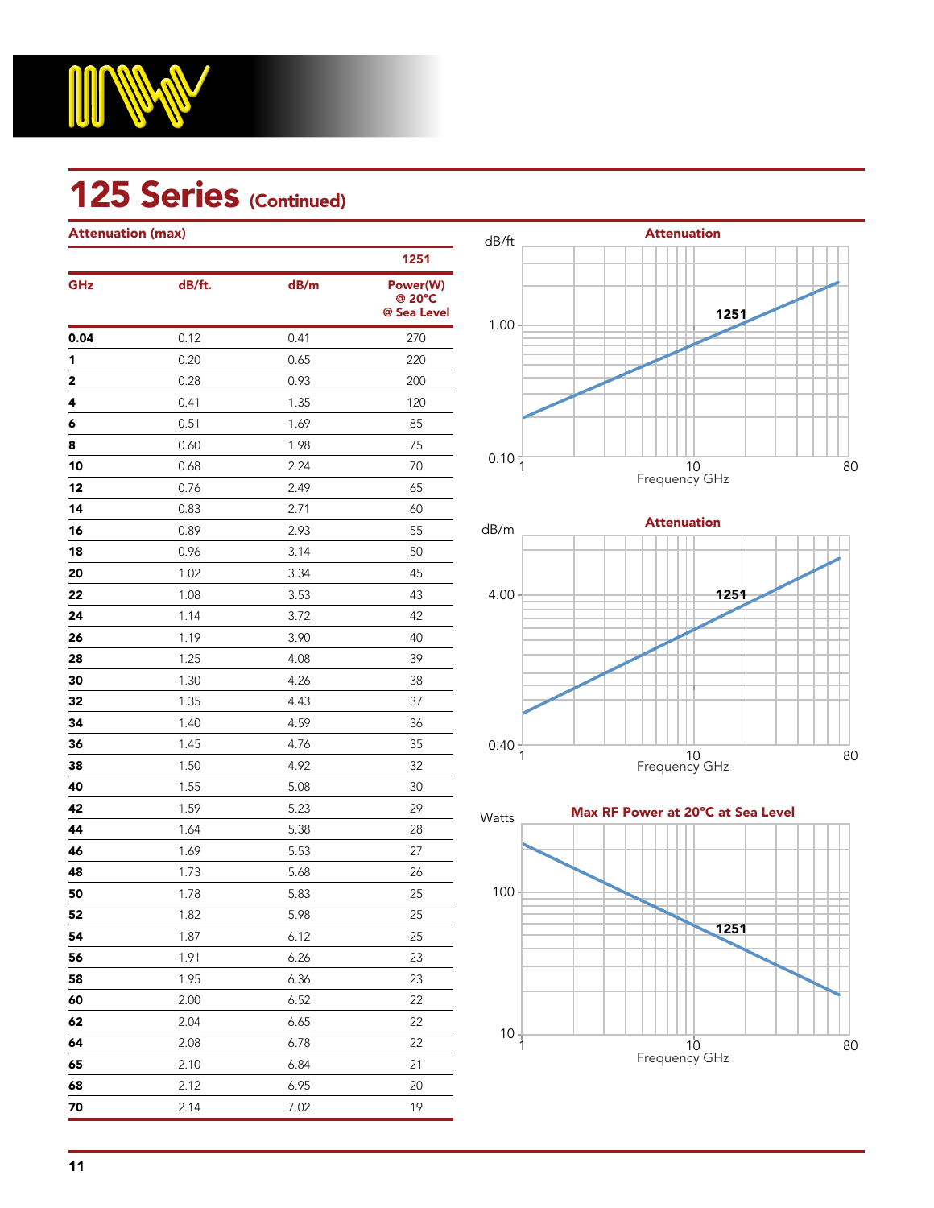# 125 Series (Continued)

**Attenuation (max)**

| | | | 1251 |
|---|---|---|---|
| GHz | dB/ft. | dB/m | Power(W) @ 20°C @ Sea Level |
| 0.04 | 0.12 | 0.41 | 270 |
| 1 | 0.20 | 0.65 | 220 |
| 2 | 0.28 | 0.93 | 200 |
| 4 | 0.41 | 1.35 | 120 |
| 6 | 0.51 | 1.69 | 85 |
| 8 | 0.60 | 1.98 | 75 |
| 10 | 0.68 | 2.24 | 70 |
| 12 | 0.76 | 2.49 | 65 |
| 14 | 0.83 | 2.71 | 60 |
| 16 | 0.89 | 2.93 | 55 |
| 18 | 0.96 | 3.14 | 50 |
| 20 | 1.02 | 3.34 | 45 |
| 22 | 1.08 | 3.53 | 43 |
| 24 | 1.14 | 3.72 | 42 |
| 26 | 1.19 | 3.90 | 40 |
| 28 | 1.25 | 4.08 | 39 |
| 30 | 1.30 | 4.26 | 38 |
| 32 | 1.35 | 4.43 | 37 |
| 34 | 1.40 | 4.59 | 36 |
| 36 | 1.45 | 4.76 | 35 |
| 38 | 1.50 | 4.92 | 32 |
| 40 | 1.55 | 5.08 | 30 |
| 42 | 1.59 | 5.23 | 29 |
| 44 | 1.64 | 5.38 | 28 |
| 46 | 1.69 | 5.53 | 27 |
| 48 | 1.73 | 5.68 | 26 |
| 50 | 1.78 | 5.83 | 25 |
| 52 | 1.82 | 5.98 | 25 |
| 54 | 1.87 | 6.12 | 25 |
| 56 | 1.91 | 6.26 | 23 |
| 58 | 1.95 | 6.36 | 23 |
| 60 | 2.00 | 6.52 | 22 |
| 62 | 2.04 | 6.65 | 22 |
| 64 | 2.08 | 6.78 | 22 |
| 65 | 2.10 | 6.84 | 21 |
| 68 | 2.12 | 6.95 | 20 |
| 70 | 2.14 | 7.02 | 19 |

**Attenuation**

dB/ft

1.00

0.10

1251

1

10

80

Frequency GHz

**Attenuation**

dB/m

4.00

0.40

1251

1

10

80

Frequency GHz

**Max RF Power at 20°C at Sea Level**

Watts

100

10

1251

1

10

80

Frequency GHz